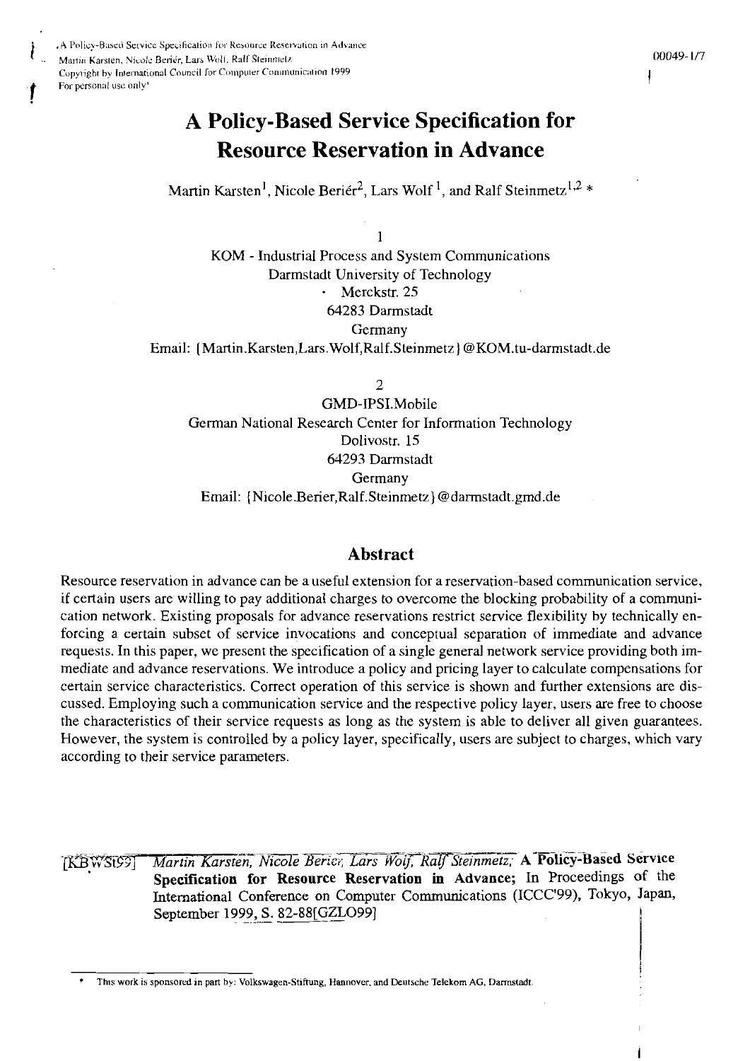# A Policy-Based Service Specification for Resource Reservation in Advance

Martin Karsten[1], Nicole Beriér[2], Lars Wolf [1], and Ralf Steinmetz[1,2] *

1

KOM - Industrial Process and System Communications
Darmstadt University of Technology
Merckstr. 25
64283 Darmstadt
Germany
Email: {Martin.Karsten,Lars.Wolf,Ralf.Steinmetz}@KOM.tu-darmstadt.de

2

GMD-IPSI.Mobile
German National Research Center for Information Technology
Dolivostr. 15
64293 Darmstadt
Germany
Email: {Nicole.Berier,Ralf.Steinmetz}@darmstadt.gmd.de

## Abstract

Resource reservation in advance can be a useful extension for a reservation-based communication service, if certain users are willing to pay additional charges to overcome the blocking probability of a communication network. Existing proposals for advance reservations restrict service flexibility by technically enforcing a certain subset of service invocations and conceptual separation of immediate and advance requests. In this paper, we present the specification of a single general network service providing both immediate and advance reservations. We introduce a policy and pricing layer to calculate compensations for certain service characteristics. Correct operation of this service is shown and further extensions are discussed. Employing such a communication service and the respective policy layer, users are free to choose the characteristics of their service requests as long as the system is able to deliver all given guarantees. However, the system is controlled by a policy layer, specifically, users are subject to charges, which vary according to their service parameters.

[KBWSt99] *Martin Karsten, Nicole Berier, Lars Wolf, Ralf Steinmetz;* **A Policy-Based Service Specification for Resource Reservation in Advance;** In Proceedings of the International Conference on Computer Communications (ICCC'99), Tokyo, Japan, September 1999, S. 82-88[GZLO99]

* This work is sponsored in part by: Volkswagen-Stiftung, Hannover, and Deutsche Telekom AG, Darmstadt.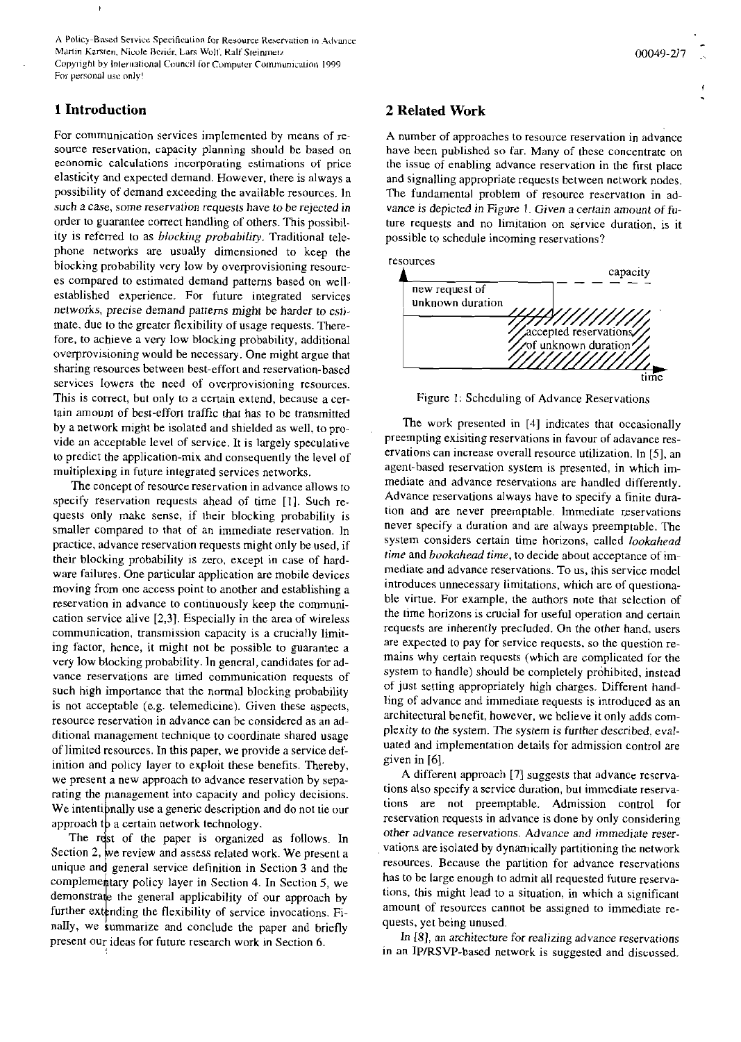## 1 Introduction

For communication services implemented by means of resource reservation, capacity planning should be based on economic calculations incorporating estimations of price elasticity and expected demand. However, there is always a possibility of demand exceeding the available resources. In such a case, some reservation requests have to be rejected in order to guarantee correct handling of others. This possibility is referred to as *blocking probability*. Traditional telephone networks are usually dimensioned to keep the blocking probability very low by overprovisioning resources compared to estimated demand patterns based on well-established experience. For future integrated services networks, precise demand patterns might be harder to estimate, due to the greater flexibility of usage requests. Therefore, to achieve a very low blocking probability, additional overprovisioning would be necessary. One might argue that sharing resources between best-effort and reservation-based services lowers the need of overprovisioning resources. This is correct, but only to a certain extend, because a certain amount of best-effort traffic that has to be transmitted by a network might be isolated and shielded as well, to provide an acceptable level of service. It is largely speculative to predict the application-mix and consequently the level of multiplexing in future integrated services networks.

The concept of resource reservation in advance allows to specify reservation requests ahead of time [1]. Such requests only make sense, if their blocking probability is smaller compared to that of an immediate reservation. In practice, advance reservation requests might only be used, if their blocking probability is zero, except in case of hardware failures. One particular application are mobile devices moving from one access point to another and establishing a reservation in advance to continuously keep the communication service alive [2,3]. Especially in the area of wireless communication, transmission capacity is a crucially limiting factor, hence, it might not be possible to guarantee a very low blocking probability. In general, candidates for advance reservations are timed communication requests of such high importance that the normal blocking probability is not acceptable (e.g. telemedicine). Given these aspects, resource reservation in advance can be considered as an additional management technique to coordinate shared usage of limited resources. In this paper, we provide a service definition and policy layer to exploit these benefits. Thereby, we present a new approach to advance reservation by separating the management into capacity and policy decisions. We intentionally use a generic description and do not tie our approach to a certain network technology.

The rest of the paper is organized as follows. In Section 2, we review and assess related work. We present a unique and general service definition in Section 3 and the complementary policy layer in Section 4. In Section 5, we demonstrate the general applicability of our approach by further extending the flexibility of service invocations. Finally, we summarize and conclude the paper and briefly present our ideas for future research work in Section 6.

## 2 Related Work

A number of approaches to resource reservation in advance have been published so far. Many of these concentrate on the issue of enabling advance reservation in the first place and signalling appropriate requests between network nodes. The fundamental problem of resource reservation in advance is depicted in Figure 1. Given a certain amount of future requests and no limitation on service duration, is it possible to schedule incoming reservations?

Figure 1: Scheduling of Advance Reservations

The work presented in [4] indicates that occasionally preempting exisiting reservations in favour of adavance reservations can increase overall resource utilization. In [5], an agent-based reservation system is presented, in which immediate and advance reservations are handled differently. Advance reservations always have to specify a finite duration and are never preemptable. Immediate reservations never specify a duration and are always preemptable. The system considers certain time horizons, called *lookahead time* and *bookahead time*, to decide about acceptance of immediate and advance reservations. To us, this service model introduces unnecessary limitations, which are of questionable virtue. For example, the authors note that selection of the time horizons is crucial for useful operation and certain requests are inherently precluded. On the other hand, users are expected to pay for service requests, so the question remains why certain requests (which are complicated for the system to handle) should be completely prohibited, instead of just setting appropriately high charges. Different handling of advance and immediate requests is introduced as an architectural benefit, however, we believe it only adds complexity to the system. The system is further described, evaluated and implementation details for admission control are given in [6].

A different approach [7] suggests that advance reservations also specify a service duration, but immediate reservations are not preemptable. Admission control for reservation requests in advance is done by only considering other advance reservations. Advance and immediate reservations are isolated by dynamically partitioning the network resources. Because the partition for advance reservations has to be large enough to admit all requested future reservations, this might lead to a situation, in which a significant amount of resources cannot be assigned to immediate requests, yet being unused.

In [8], an architecture for realizing advance reservations in an IP/RSVP-based network is suggested and discussed.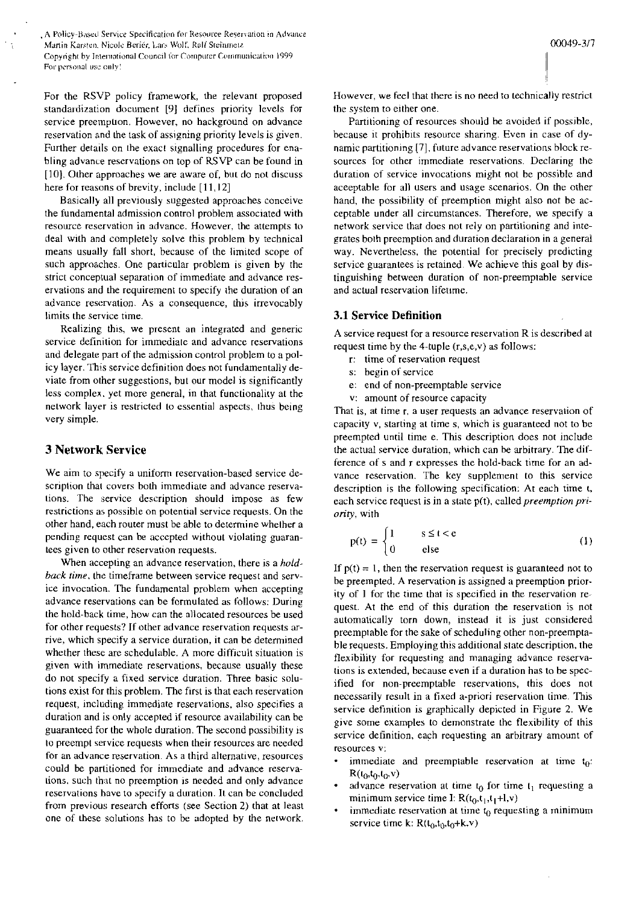For the RSVP policy framework, the relevant proposed standardization document [9] defines priority levels for service preemption. However, no background on advance reservation and the task of assigning priority levels is given. Further details on the exact signalling procedures for enabling advance reservations on top of RSVP can be found in [10]. Other approaches we are aware of, but do not discuss here for reasons of brevity, include [11,12]

Basically all previously suggested approaches conceive the fundamental admission control problem associated with resource reservation in advance. However, the attempts to deal with and completely solve this problem by technical means usually fall short, because of the limited scope of such approaches. One particular problem is given by the strict conceptual separation of immediate and advance reservations and the requirement to specify the duration of an advance reservation. As a consequence, this irrevocably limits the service time.

Realizing this, we present an integrated and generic service definition for immediate and advance reservations and delegate part of the admission control problem to a policy layer. This service definition does not fundamentally deviate from other suggestions, but our model is significantly less complex, yet more general, in that functionality at the network layer is restricted to essential aspects, thus being very simple.

## 3 Network Service

We aim to specify a uniform reservation-based service description that covers both immediate and advance reservations. The service description should impose as few restrictions as possible on potential service requests. On the other hand, each router must be able to determine whether a pending request can be accepted without violating guarantees given to other reservation requests.

When accepting an advance reservation, there is a *hold-back time*, the timeframe between service request and service invocation. The fundamental problem when accepting advance reservations can be formulated as follows: During the hold-back time, how can the allocated resources be used for other requests? If other advance reservation requests arrive, which specify a service duration, it can be determined whether these are schedulable. A more difficult situation is given with immediate reservations, because usually these do not specify a fixed service duration. Three basic solutions exist for this problem. The first is that each reservation request, including immediate reservations, also specifies a duration and is only accepted if resource availability can be guaranteed for the whole duration. The second possibility is to preempt service requests when their resources are needed for an advance reservation. As a third alternative, resources could be partitioned for immediate and advance reservations, such that no preemption is needed and only advance reservations have to specify a duration. It can be concluded from previous research efforts (see Section 2) that at least one of these solutions has to be adopted by the network. However, we feel that there is no need to technically restrict the system to either one.

Partitioning of resources should be avoided if possible, because it prohibits resource sharing. Even in case of dynamic partitioning [7], future advance reservations block resources for other immediate reservations. Declaring the duration of service invocations might not be possible and acceptable for all users and usage scenarios. On the other hand, the possibility of preemption might also not be acceptable under all circumstances. Therefore, we specify a network service that does not rely on partitioning and integrates both preemption and duration declaration in a general way. Nevertheless, the potential for precisely predicting service guarantees is retained. We achieve this goal by distinguishing between duration of non-preemptable service and actual reservation lifetime.

### 3.1 Service Definition

A service request for a resource reservation R is described at request time by the 4-tuple (r,s,e,v) as follows:

- r: time of reservation request
- s: begin of service
- e: end of non-preemptable service
- v: amount of resource capacity

That is, at time r, a user requests an advance reservation of capacity v, starting at time s, which is guaranteed not to be preempted until time e. This description does not include the actual service duration, which can be arbitrary. The difference of s and r expresses the hold-back time for an advance reservation. The key supplement to this service description is the following specification: At each time t, each service request is in a state p(t), called *preemption priority*, with

$$p(t) = \begin{cases} 1 & s \leq t < e \\ 0 & \text{else} \end{cases} \tag{1}$$

If p(t) = 1, then the reservation request is guaranteed not to be preempted. A reservation is assigned a preemption priority of 1 for the time that is specified in the reservation request. At the end of this duration the reservation is not automatically torn down, instead it is just considered preemptable for the sake of scheduling other non-preemptable requests. Employing this additional state description, the flexibility for requesting and managing advance reservations is extended, because even if a duration has to be specified for non-preemptable reservations, this does not necessarily result in a fixed a-priori reservation time. This service definition is graphically depicted in Figure 2. We give some examples to demonstrate the flexibility of this service definition, each requesting an arbitrary amount of resources v:

- immediate and preemptable reservation at time $t_0$: $R(t_0,t_0,t_0,v)$
- advance reservation at time $t_0$ for time $t_1$ requesting a minimum service time l: $R(t_0,t_1,t_1+l,v)$
- immediate reservation at time $t_0$ requesting a minimum service time k: $R(t_0,t_0,t_0+k,v)$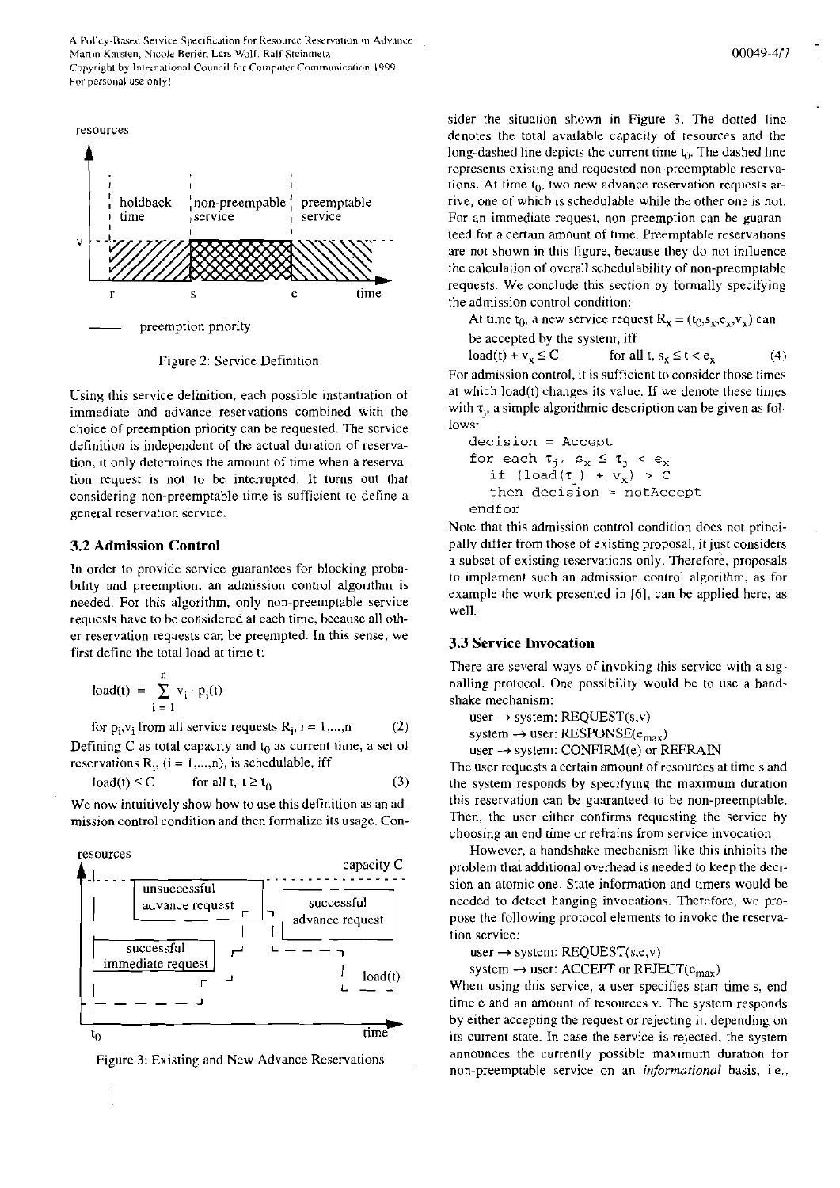Figure 2: Service Definition

Using this service definition, each possible instantiation of immediate and advance reservations combined with the choice of preemption priority can be requested. The service definition is independent of the actual duration of reservation, it only determines the amount of time when a reservation request is not to be interrupted. It turns out that considering non-preemptable time is sufficient to define a general reservation service.

### 3.2 Admission Control

In order to provide service guarantees for blocking probability and preemption, an admission control algorithm is needed. For this algorithm, only non-preemptable service requests have to be considered at each time, because all other reservation requests can be preempted. In this sense, we first define the total load at time t:

$$\text{load}(t) = \sum_{i=1}^{n} v_i \cdot p_i(t)$$

for $p_i, v_i$ from all service requests $R_i$, $i = 1,...,n$ (2)

Defining C as total capacity and $t_0$ as current time, a set of reservations $R_i$, $(i = 1,...,n)$, is schedulable, iff

$\text{load}(t) \leq C$ for all t, $t \geq t_0$ (3)

We now intuitively show how to use this definition as an admission control condition and then formalize its usage. Consider the situation shown in Figure 3. The dotted line denotes the total available capacity of resources and the long-dashed line depicts the current time $t_0$. The dashed line represents existing and requested non-preemptable reservations. At time $t_0$, two new advance reservation requests arrive, one of which is schedulable while the other one is not. For an immediate request, non-preemption can be guaranteed for a certain amount of time. Preemptable reservations are not shown in this figure, because they do not influence the calculation of overall schedulability of non-preemptable requests. We conclude this section by formally specifying the admission control condition:

At time $t_0$, a new service request $R_x = (t_0, s_x, e_x, v_x)$ can be accepted by the system, iff

$\text{load}(t) + v_x \leq C$ for all t, $s_x \leq t < e_x$ (4)

Figure 3: Existing and New Advance Reservations

For admission control, it is sufficient to consider those times at which load(t) changes its value. If we denote these times with $\tau_j$, a simple algorithmic description can be given as follows:

```
decision = Accept
for each τj, sx ≤ τj < ex
   if (load(τj) + vx) > C
   then decision = notAccept
endfor
```

Note that this admission control condition does not principally differ from those of existing proposal, it just considers a subset of existing reservations only. Therefore, proposals to implement such an admission control algorithm, as for example the work presented in [6], can be applied here, as well.

### 3.3 Service Invocation

There are several ways of invoking this service with a signalling protocol. One possibility would be to use a handshake mechanism:

user → system: REQUEST(s,v)
system → user: RESPONSE($e_{max}$)
user → system: CONFIRM(e) or REFRAIN

The user requests a certain amount of resources at time s and the system responds by specifying the maximum duration this reservation can be guaranteed to be non-preemptable. Then, the user either confirms requesting the service by choosing an end time or refrains from service invocation.

However, a handshake mechanism like this inhibits the problem that additional overhead is needed to keep the decision an atomic one. State information and timers would be needed to detect hanging invocations. Therefore, we propose the following protocol elements to invoke the reservation service:

user → system: REQUEST(s,e,v)
system → user: ACCEPT or REJECT($e_{max}$)

When using this service, a user specifies start time s, end time e and an amount of resources v. The system responds by either accepting the request or rejecting it, depending on its current state. In case the service is rejected, the system announces the currently possible maximum duration for non-preemptable service on an *informational* basis, i.e.,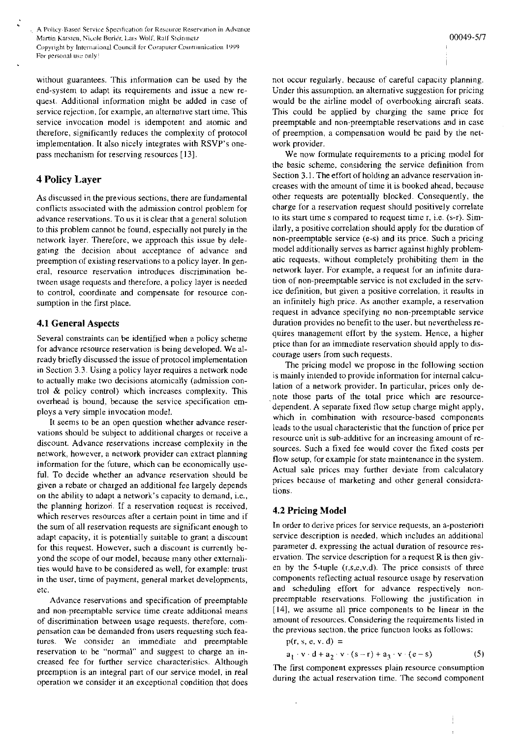without guarantees. This information can be used by the end-system to adapt its requirements and issue a new request. Additional information might be added in case of service rejection, for example, an alternative start time. This service invocation model is idempotent and atomic and therefore, significantly reduces the complexity of protocol implementation. It also nicely integrates with RSVP's one-pass mechanism for reserving resources [13].

## 4 Policy Layer

As discussed in the previous sections, there are fundamental conflicts associated with the admission control problem for advance reservations. To us it is clear that a general solution to this problem cannot be found, especially not purely in the network layer. Therefore, we approach this issue by delegating the decision about acceptance of advance and preemption of existing reservations to a policy layer. In general, resource reservation introduces discrimination between usage requests and therefore, a policy layer is needed to control, coordinate and compensate for resource consumption in the first place.

### 4.1 General Aspects

Several constraints can be identified when a policy scheme for advance resource reservation is being developed. We already briefly discussed the issue of protocol implementation in Section 3.3. Using a policy layer requires a network node to actually make two decisions atomically (admission control & policy control) which increases complexity. This overhead is bound, because the service specification employs a very simple invocation model.

It seems to be an open question whether advance reservations should be subject to additional charges or receive a discount. Advance reservations increase complexity in the network, however, a network provider can extract planning information for the future, which can be economically useful. To decide whether an advance reservation should be given a rebate or charged an additional fee largely depends on the ability to adapt a network's capacity to demand, i.e., the planning horizon. If a reservation request is received, which reserves resources after a certain point in time and if the sum of all reservation requests are significant enough to adapt capacity, it is potentially suitable to grant a discount for this request. However, such a discount is currently beyond the scope of our model, because many other externalities would have to be considered as well, for example: trust in the user, time of payment, general market developments, etc.

Advance reservations and specification of preemptable and non-preemptable service time create additional means of discrimination between usage requests, therefore, compensation can be demanded from users requesting such features. We consider an immediate and preemptable reservation to be "normal" and suggest to charge an increased fee for further service characteristics. Although preemption is an integral part of our service model, in real operation we consider it an exceptional condition that does not occur regularly, because of careful capacity planning. Under this assumption, an alternative suggestion for pricing would be the airline model of overbooking aircraft seats. This could be applied by charging the same price for preemptable and non-preemptable reservations and in case of preemption, a compensation would be paid by the network provider.

We now formulate requirements to a pricing model for the basic scheme, considering the service definition from Section 3.1. The effort of holding an advance reservation increases with the amount of time it is booked ahead, because other requests are potentially blocked. Consequently, the charge for a reservation request should positively correlate to its start time s compared to request time r, i.e. (s-r). Similarly, a positive correlation should apply for the duration of non-preemptable service (e-s) and its price. Such a pricing model additionally serves as barrier against highly problematic requests, without completely prohibiting them in the network layer. For example, a request for an infinite duration of non-preemptable service is not excluded in the service definition, but given a positive correlation, it results in an infinitely high price. As another example, a reservation request in advance specifying no non-preemptable service duration provides no benefit to the user, but nevertheless requires management effort by the system. Hence, a higher price than for an immediate reservation should apply to discourage users from such requests.

The pricing model we propose in the following section is mainly intended to provide information for internal calculation of a network provider. In particular, prices only denote those parts of the total price which are resource-dependent. A separate fixed flow setup charge might apply, which in combination with resource-based components leads to the usual characteristic that the function of price per resource unit is sub-additive for an increasing amount of resources. Such a fixed fee would cover the fixed costs per flow setup, for example for state maintenance in the system. Actual sale prices may further deviate from calculatory prices because of marketing and other general considerations.

### 4.2 Pricing Model

In order to derive prices for service requests, an a-posteriori service description is needed, which includes an additional parameter d, expressing the actual duration of resource reservation. The service description for a request R is then given by the 5-tuple (r,s,e,v,d). The price consists of three components reflecting actual resource usage by reservation and scheduling effort for advance respectively non-preemptable reservations. Following the justification in [14], we assume all price components to be linear in the amount of resources. Considering the requirements listed in the previous section, the price function looks as follows:

$$p(r, s, e, v, d) =$$

$$a_1 \cdot v \cdot d + a_2 \cdot v \cdot (s - r) + a_3 \cdot v \cdot (e - s) \quad (5)$$

The first component expresses plain resource consumption during the actual reservation time. The second component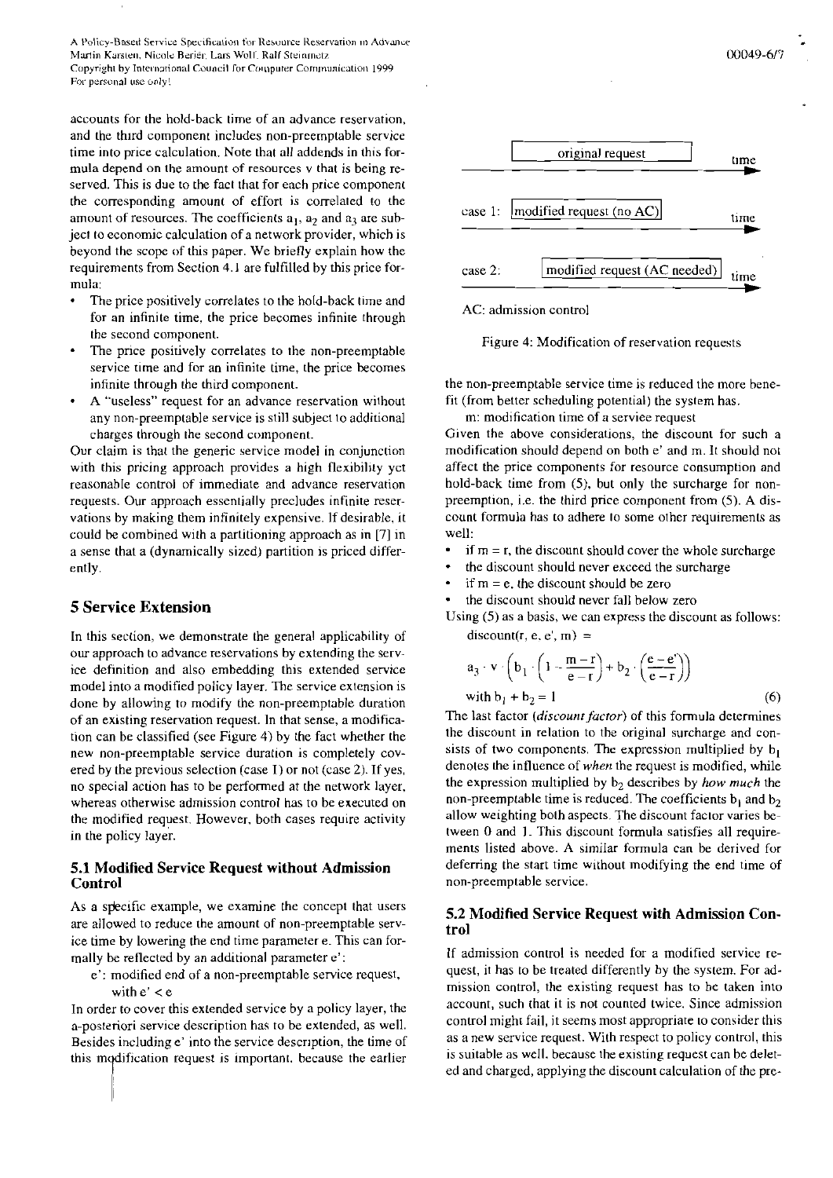accounts for the hold-back time of an advance reservation, and the third component includes non-preemptable service time into price calculation. Note that all addends in this formula depend on the amount of resources v that is being reserved. This is due to the fact that for each price component the corresponding amount of effort is correlated to the amount of resources. The coefficients $a_1$, $a_2$ and $a_3$ are subject to economic calculation of a network provider, which is beyond the scope of this paper. We briefly explain how the requirements from Section 4.1 are fulfilled by this price formula:

- The price positively correlates to the hold-back time and for an infinite time, the price becomes infinite through the second component.
- The price positively correlates to the non-preemptable service time and for an infinite time, the price becomes infinite through the third component.
- A "useless" request for an advance reservation without any non-preemptable service is still subject to additional charges through the second component.

Our claim is that the generic service model in conjunction with this pricing approach provides a high flexibility yet reasonable control of immediate and advance reservation requests. Our approach essentially precludes infinite reservations by making them infinitely expensive. If desirable, it could be combined with a partitioning approach as in [7] in a sense that a (dynamically sized) partition is priced differently.

## 5 Service Extension

In this section, we demonstrate the general applicability of our approach to advance reservations by extending the service definition and also embedding this extended service model into a modified policy layer. The service extension is done by allowing to modify the non-preemptable duration of an existing reservation request. In that sense, a modification can be classified (see Figure 4) by the fact whether the new non-preemptable service duration is completely covered by the previous selection (case 1) or not (case 2). If yes, no special action has to be performed at the network layer, whereas otherwise admission control has to be executed on the modified request. However, both cases require activity in the policy layer.

### 5.1 Modified Service Request without Admission Control

As a specific example, we examine the concept that users are allowed to reduce the amount of non-preemptable service time by lowering the end time parameter e. This can formally be reflected by an additional parameter e':

e': modified end of a non-preemptable service request, with $e' < e$

In order to cover this extended service by a policy layer, the a-posteriori service description has to be extended, as well. Besides including e' into the service description, the time of this modification request is important, because the earlier

original request — time

case 1: modified request (no AC) — time

case 2: modified request (AC needed) — time

AC: admission control

Figure 4: Modification of reservation requests

the non-preemptable service time is reduced the more benefit (from better scheduling potential) the system has.

m: modification time of a service request

Given the above considerations, the discount for such a modification should depend on both e' and m. It should not affect the price components for resource consumption and hold-back time from (5), but only the surcharge for non-preemption, i.e. the third price component from (5). A discount formula has to adhere to some other requirements as well:

- if $m = r$, the discount should cover the whole surcharge
- the discount should never exceed the surcharge
- if $m = e$, the discount should be zero
- the discount should never fall below zero

Using (5) as a basis, we can express the discount as follows:

$$\text{discount}(r, e, e', m) = a_3 \cdot v \cdot \left( b_1 \cdot \left(1 - \frac{m-r}{e-r}\right) + b_2 \cdot \left(\frac{e-e'}{e-r}\right) \right)$$

$$\text{with } b_1 + b_2 = 1 \tag{6}$$

The last factor (*discount factor*) of this formula determines the discount in relation to the original surcharge and consists of two components. The expression multiplied by $b_1$ denotes the influence of *when* the request is modified, while the expression multiplied by $b_2$ describes by *how much* the non-preemptable time is reduced. The coefficients $b_1$ and $b_2$ allow weighting both aspects. The discount factor varies between 0 and 1. This discount formula satisfies all requirements listed above. A similar formula can be derived for deferring the start time without modifying the end time of non-preemptable service.

### 5.2 Modified Service Request with Admission Control

If admission control is needed for a modified service request, it has to be treated differently by the system. For admission control, the existing request has to be taken into account, such that it is not counted twice. Since admission control might fail, it seems most appropriate to consider this as a new service request. With respect to policy control, this is suitable as well, because the existing request can be deleted and charged, applying the discount calculation of the pre-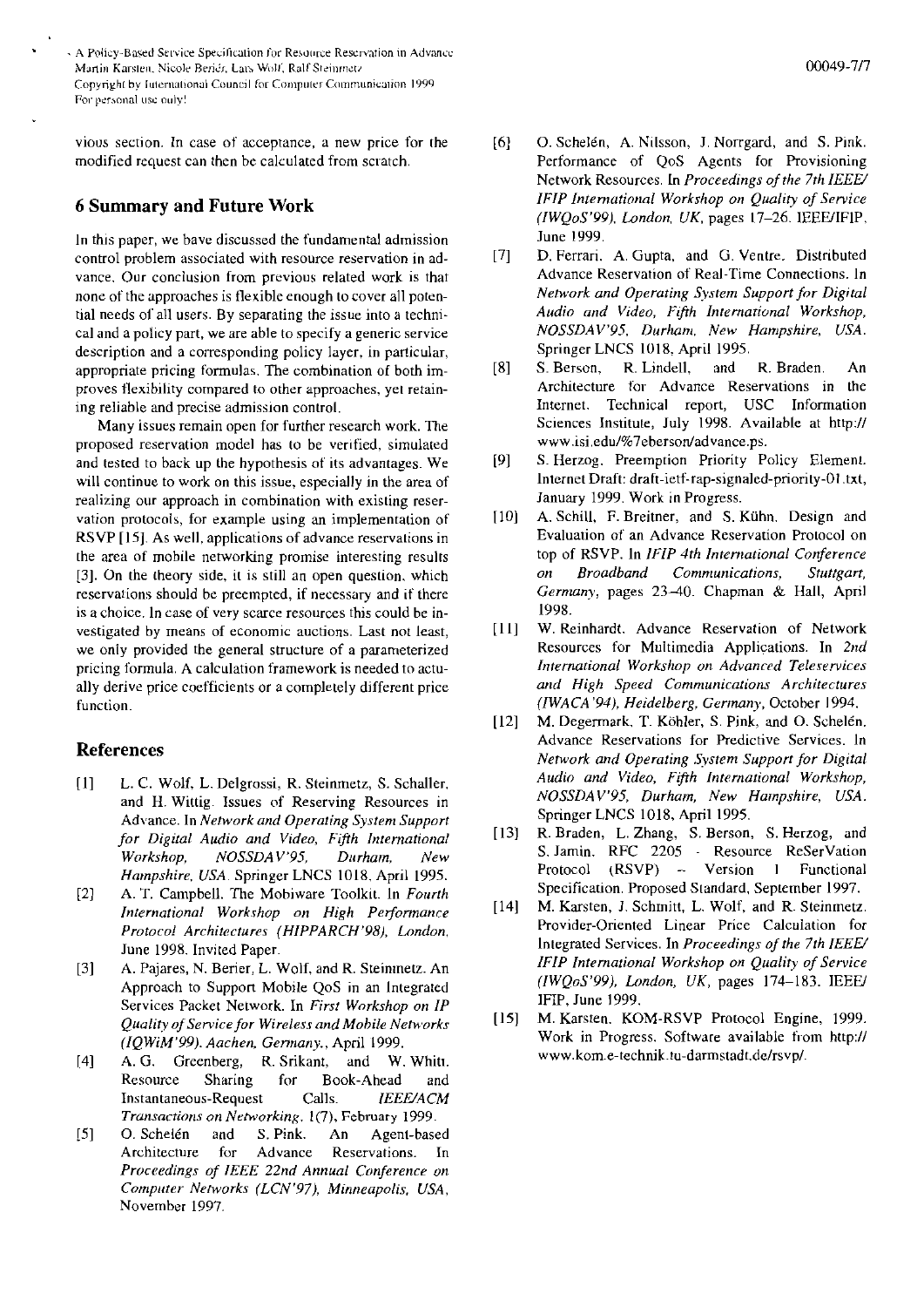vious section. In case of acceptance, a new price for the modified request can then be calculated from scratch.

## 6 Summary and Future Work

In this paper, we have discussed the fundamental admission control problem associated with resource reservation in advance. Our conclusion from previous related work is that none of the approaches is flexible enough to cover all potential needs of all users. By separating the issue into a technical and a policy part, we are able to specify a generic service description and a corresponding policy layer, in particular, appropriate pricing formulas. The combination of both improves flexibility compared to other approaches, yet retaining reliable and precise admission control.

Many issues remain open for further research work. The proposed reservation model has to be verified, simulated and tested to back up the hypothesis of its advantages. We will continue to work on this issue, especially in the area of realizing our approach in combination with existing reservation protocols, for example using an implementation of RSVP [15]. As well, applications of advance reservations in the area of mobile networking promise interesting results [3]. On the theory side, it is still an open question, which reservations should be preempted, if necessary and if there is a choice. In case of very scarce resources this could be investigated by means of economic auctions. Last not least, we only provided the general structure of a parameterized pricing formula. A calculation framework is needed to actually derive price coefficients or a completely different price function.

## References

[1] L. C. Wolf, L. Delgrossi, R. Steinmetz, S. Schaller, and H. Wittig. Issues of Reserving Resources in Advance. In *Network and Operating System Support for Digital Audio and Video, Fifth International Workshop, NOSSDAV'95, Durham, New Hampshire, USA*. Springer LNCS 1018, April 1995.

[2] A. T. Campbell. The Mobiware Toolkit. In *Fourth International Workshop on High Performance Protocol Architectures (HIPPARCH'98), London*, June 1998. Invited Paper.

[3] A. Pajares, N. Berier, L. Wolf, and R. Steinmetz. An Approach to Support Mobile QoS in an Integrated Services Packet Network. In *First Workshop on IP Quality of Service for Wireless and Mobile Networks (IQWiM'99), Aachen, Germany.*, April 1999.

[4] A. G. Greenberg, R. Srikant, and W. Whitt. Resource Sharing for Book-Ahead and Instantaneous-Request Calls. *IEEE/ACM Transactions on Networking*, 1(7), February 1999.

[5] O. Schelén and S. Pink. An Agent-based Architecture for Advance Reservations. In *Proceedings of IEEE 22nd Annual Conference on Computer Networks (LCN'97), Minneapolis, USA*, November 1997.

[6] O. Schelén, A. Nilsson, J. Norrgard, and S. Pink. Performance of QoS Agents for Provisioning Network Resources. In *Proceedings of the 7th IEEE/IFIP International Workshop on Quality of Service (IWQoS'99), London, UK*, pages 17–26. IEEE/IFIP, June 1999.

[7] D. Ferrari, A. Gupta, and G. Ventre. Distributed Advance Reservation of Real-Time Connections. In *Network and Operating System Support for Digital Audio and Video, Fifth International Workshop, NOSSDAV'95, Durham, New Hampshire, USA*. Springer LNCS 1018, April 1995.

[8] S. Berson, R. Lindell, and R. Braden. An Architecture for Advance Reservations in the Internet. Technical report, USC Information Sciences Institute, July 1998. Available at http://www.isi.edu/%7eberson/advance.ps.

[9] S. Herzog. Preemption Priority Policy Element. Internet Draft: draft-ietf-rap-signaled-priority-01.txt, January 1999. Work in Progress.

[10] A. Schill, F. Breitner, and S. Kühn. Design and Evaluation of an Advance Reservation Protocol on top of RSVP. In *IFIP 4th International Conference on Broadband Communications, Stuttgart, Germany*, pages 23–40. Chapman & Hall, April 1998.

[11] W. Reinhardt. Advance Reservation of Network Resources for Multimedia Applications. In *2nd International Workshop on Advanced Teleservices and High Speed Communications Architectures (IWACA'94), Heidelberg, Germany*, October 1994.

[12] M. Degermark, T. Köhler, S. Pink, and O. Schelén. Advance Reservations for Predictive Services. In *Network and Operating System Support for Digital Audio and Video, Fifth International Workshop, NOSSDAV'95, Durham, New Hampshire, USA*. Springer LNCS 1018, April 1995.

[13] R. Braden, L. Zhang, S. Berson, S. Herzog, and S. Jamin. RFC 2205 - Resource ReSerVation Protocol (RSVP) -- Version 1 Functional Specification. Proposed Standard, September 1997.

[14] M. Karsten, J. Schmitt, L. Wolf, and R. Steinmetz. Provider-Oriented Linear Price Calculation for Integrated Services. In *Proceedings of the 7th IEEE/IFIP International Workshop on Quality of Service (IWQoS'99), London, UK*, pages 174–183. IEEE/IFIP, June 1999.

[15] M. Karsten. KOM-RSVP Protocol Engine, 1999. Work in Progress. Software available from http://www.kom.e-technik.tu-darmstadt.de/rsvp/.